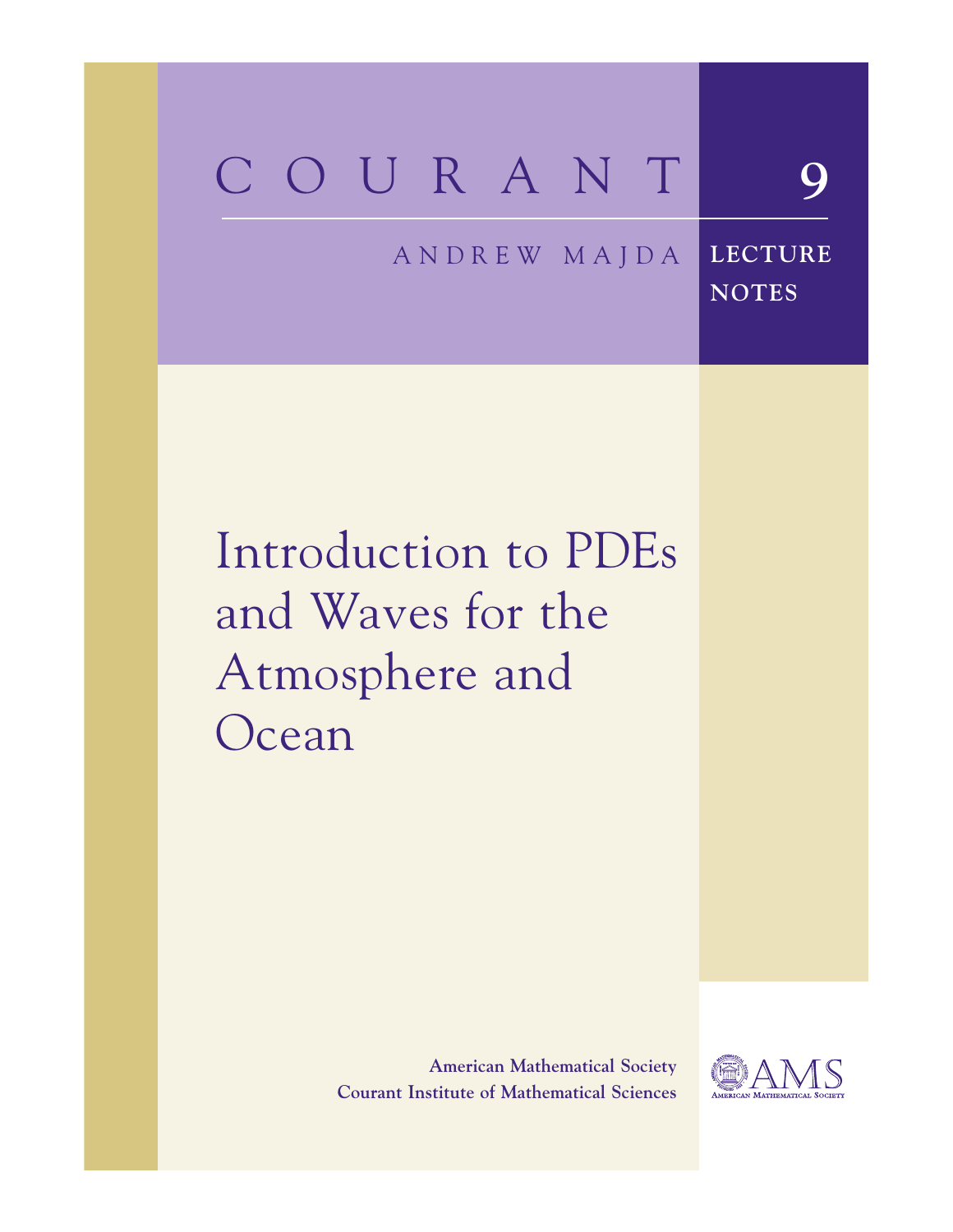# COURANT 9

ANDREW MAJDA

LECTURE NOTES

# Introduction to PDEs and Waves for the Atmosphere and Ocean

**American Mathematical Society**
**Courant Institute of Mathematical Sciences**

AMS
AMERICAN MATHEMATICAL SOCIETY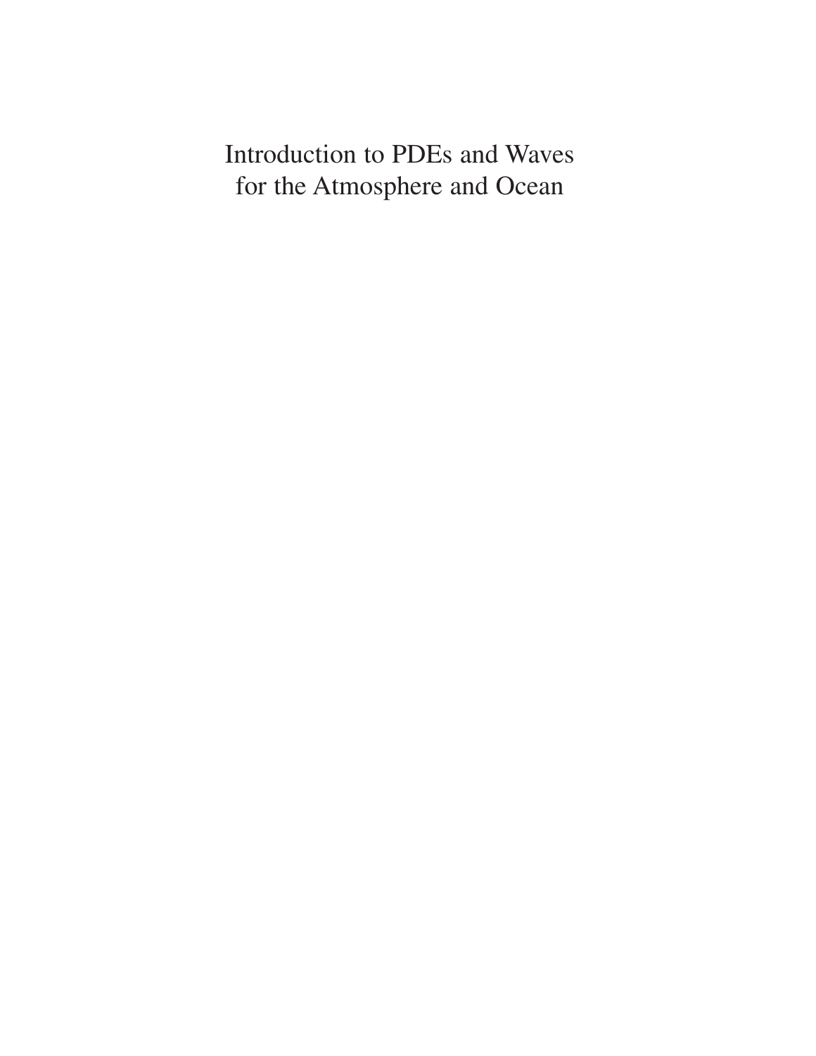# Introduction to PDEs and Waves for the Atmosphere and Ocean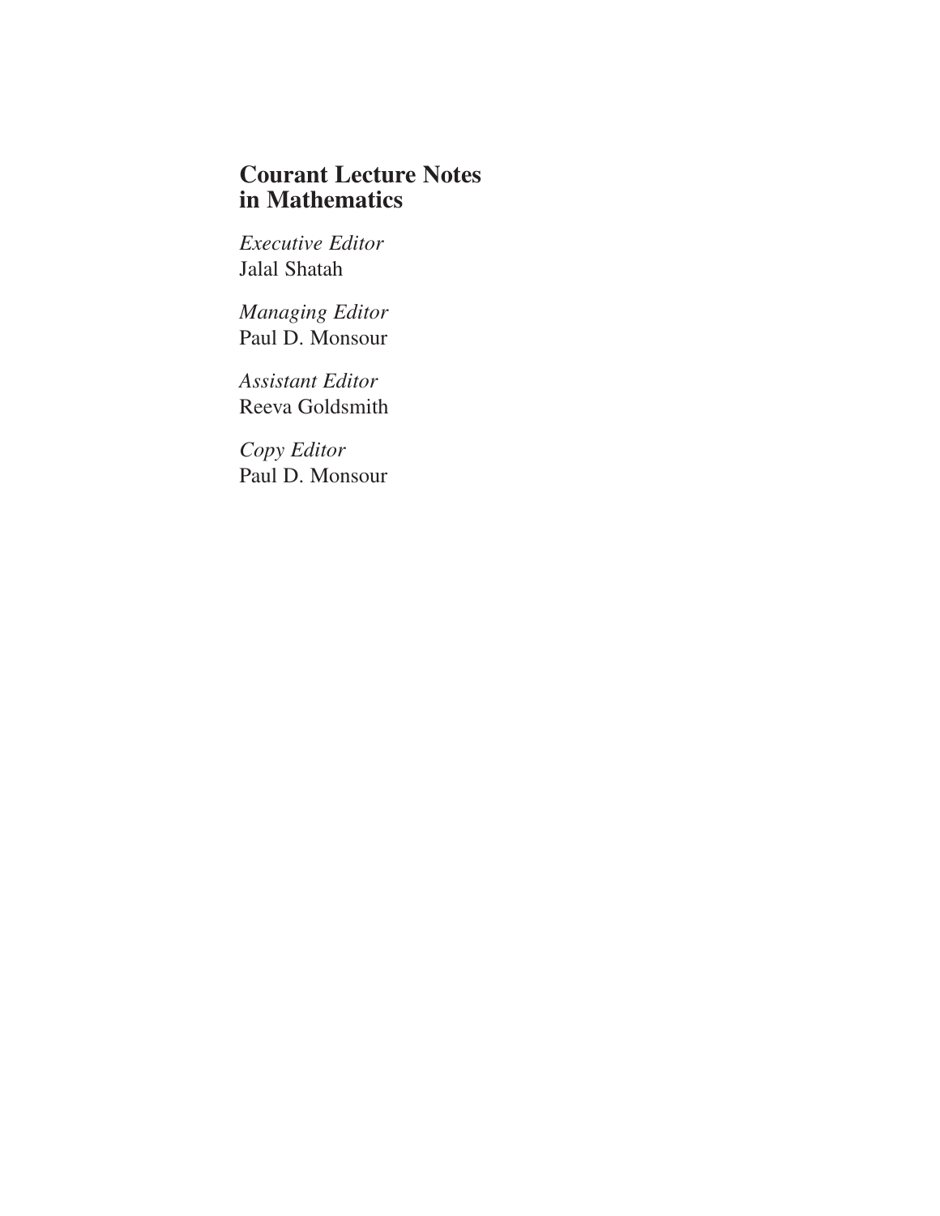# Courant Lecture Notes in Mathematics

*Executive Editor*
Jalal Shatah

*Managing Editor*
Paul D. Monsour

*Assistant Editor*
Reeva Goldsmith

*Copy Editor*
Paul D. Monsour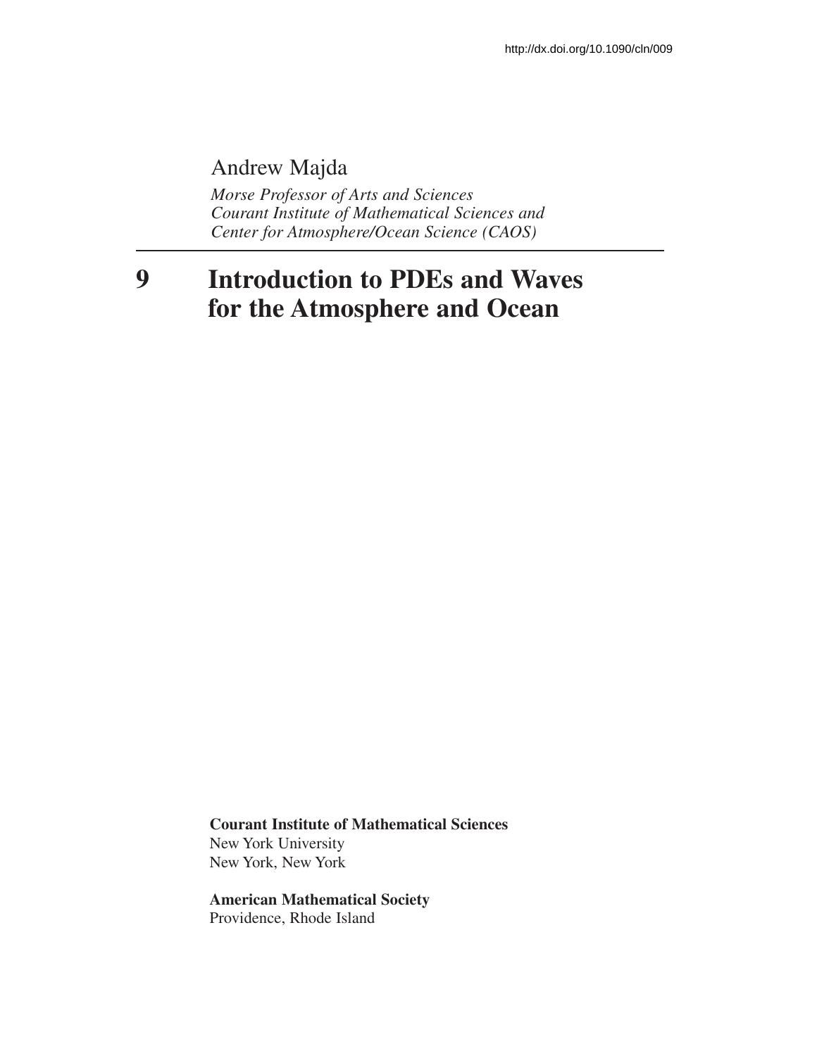http://dx.doi.org/10.1090/cln/009

Andrew Majda

*Morse Professor of Arts and Sciences*
*Courant Institute of Mathematical Sciences and*
*Center for Atmosphere/Ocean Science (CAOS)*

# 9 Introduction to PDEs and Waves for the Atmosphere and Ocean

**Courant Institute of Mathematical Sciences**
New York University
New York, New York

**American Mathematical Society**
Providence, Rhode Island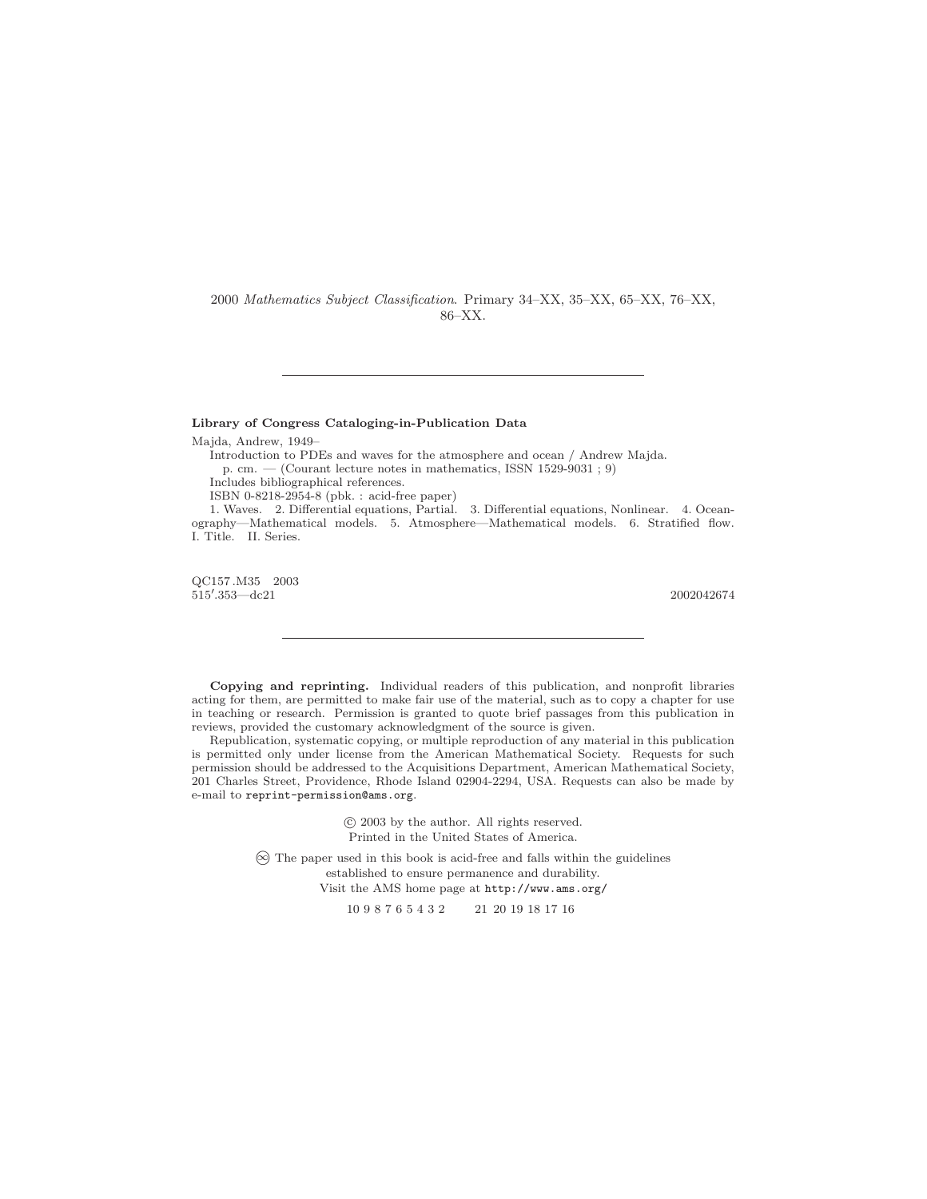2000 *Mathematics Subject Classification*. Primary 34–XX, 35–XX, 65–XX, 76–XX, 86–XX.

---

**Library of Congress Cataloging-in-Publication Data**

Majda, Andrew, 1949–

Introduction to PDEs and waves for the atmosphere and ocean / Andrew Majda.

p. cm. — (Courant lecture notes in mathematics, ISSN 1529-9031 ; 9)

Includes bibliographical references.

ISBN 0-8218-2954-8 (pbk. : acid-free paper)

1. Waves. 2. Differential equations, Partial. 3. Differential equations, Nonlinear. 4. Oceanography—Mathematical models. 5. Atmosphere—Mathematical models. 6. Stratified flow. I. Title. II. Series.

QC157 .M35 2003
515′.353—dc21 2002042674

---

**Copying and reprinting.** Individual readers of this publication, and nonprofit libraries acting for them, are permitted to make fair use of the material, such as to copy a chapter for use in teaching or research. Permission is granted to quote brief passages from this publication in reviews, provided the customary acknowledgment of the source is given.

Republication, systematic copying, or multiple reproduction of any material in this publication is permitted only under license from the American Mathematical Society. Requests for such permission should be addressed to the Acquisitions Department, American Mathematical Society, 201 Charles Street, Providence, Rhode Island 02904-2294, USA. Requests can also be made by e-mail to reprint-permission@ams.org.

© 2003 by the author. All rights reserved.
Printed in the United States of America.

∞ The paper used in this book is acid-free and falls within the guidelines established to ensure permanence and durability.
Visit the AMS home page at http://www.ams.org/

10 9 8 7 6 5 4 3 2 21 20 19 18 17 16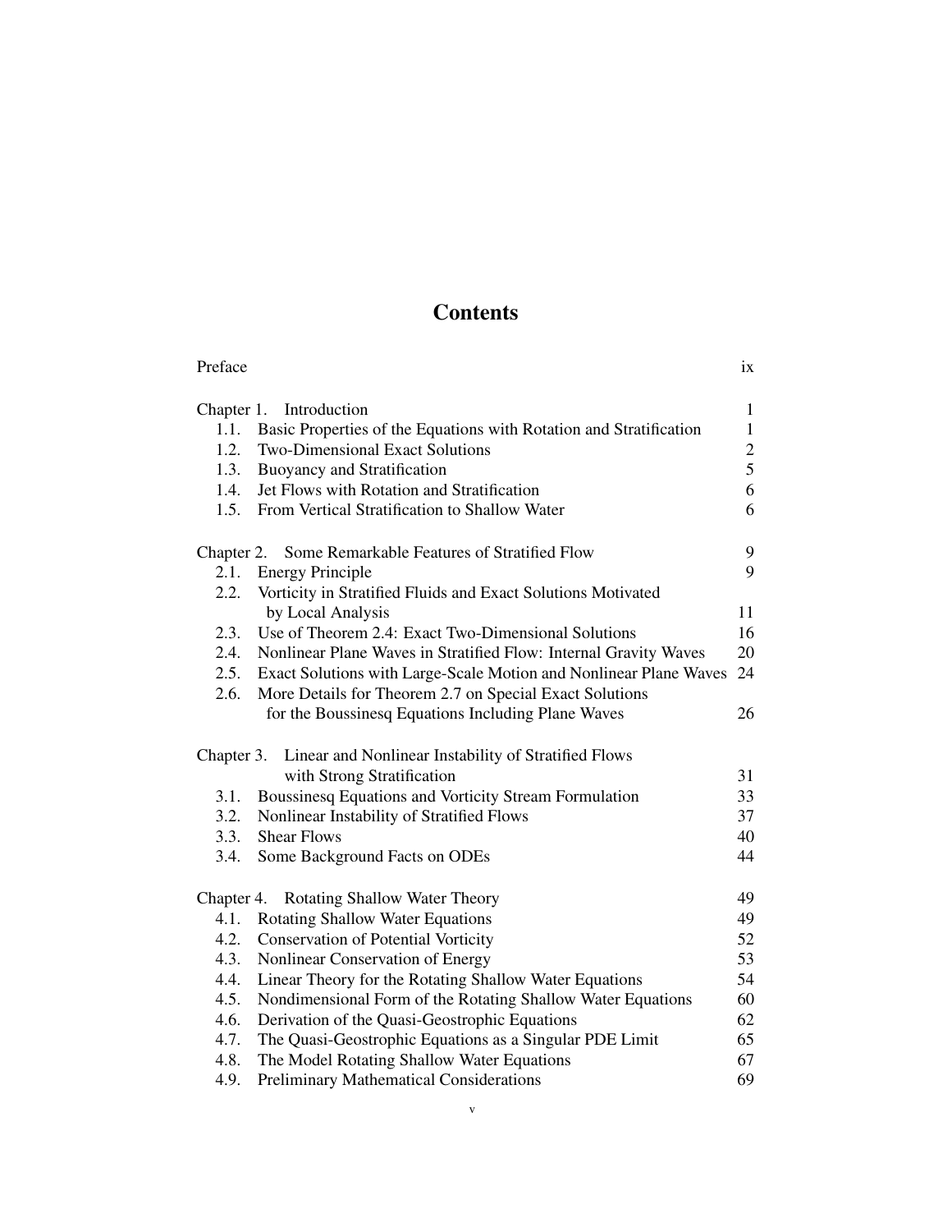# Contents

| | |
|---|---|
| Preface | ix |
| **Chapter 1. Introduction** | 1 |
| 1.1. Basic Properties of the Equations with Rotation and Stratification | 1 |
| 1.2. Two-Dimensional Exact Solutions | 2 |
| 1.3. Buoyancy and Stratification | 5 |
| 1.4. Jet Flows with Rotation and Stratification | 6 |
| 1.5. From Vertical Stratification to Shallow Water | 6 |
| **Chapter 2. Some Remarkable Features of Stratified Flow** | 9 |
| 2.1. Energy Principle | 9 |
| 2.2. Vorticity in Stratified Fluids and Exact Solutions Motivated by Local Analysis | 11 |
| 2.3. Use of Theorem 2.4: Exact Two-Dimensional Solutions | 16 |
| 2.4. Nonlinear Plane Waves in Stratified Flow: Internal Gravity Waves | 20 |
| 2.5. Exact Solutions with Large-Scale Motion and Nonlinear Plane Waves | 24 |
| 2.6. More Details for Theorem 2.7 on Special Exact Solutions for the Boussinesq Equations Including Plane Waves | 26 |
| **Chapter 3. Linear and Nonlinear Instability of Stratified Flows with Strong Stratification** | 31 |
| 3.1. Boussinesq Equations and Vorticity Stream Formulation | 33 |
| 3.2. Nonlinear Instability of Stratified Flows | 37 |
| 3.3. Shear Flows | 40 |
| 3.4. Some Background Facts on ODEs | 44 |
| **Chapter 4. Rotating Shallow Water Theory** | 49 |
| 4.1. Rotating Shallow Water Equations | 49 |
| 4.2. Conservation of Potential Vorticity | 52 |
| 4.3. Nonlinear Conservation of Energy | 53 |
| 4.4. Linear Theory for the Rotating Shallow Water Equations | 54 |
| 4.5. Nondimensional Form of the Rotating Shallow Water Equations | 60 |
| 4.6. Derivation of the Quasi-Geostrophic Equations | 62 |
| 4.7. The Quasi-Geostrophic Equations as a Singular PDE Limit | 65 |
| 4.8. The Model Rotating Shallow Water Equations | 67 |
| 4.9. Preliminary Mathematical Considerations | 69 |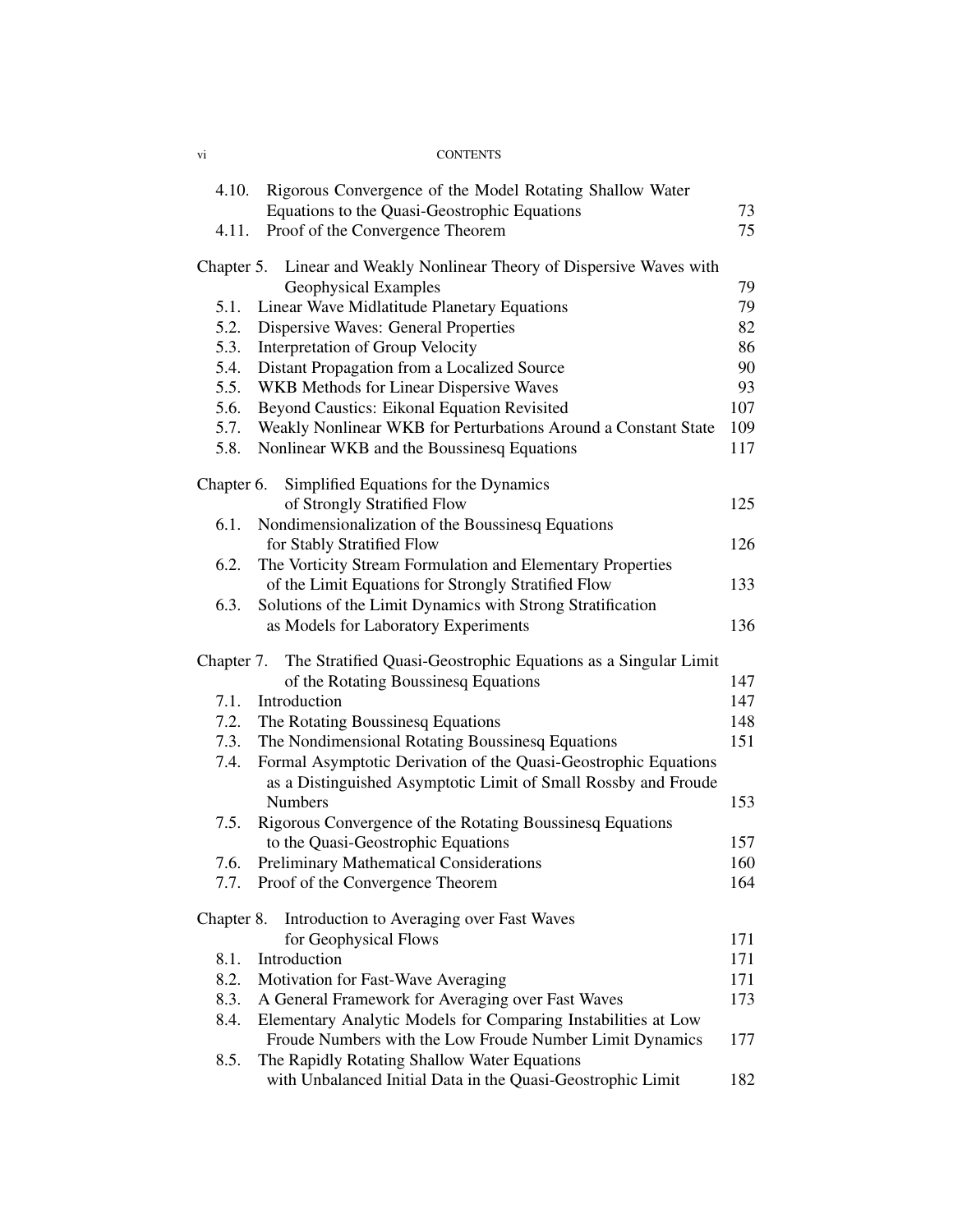| | | |
|---|---|---|
| 4.10. | Rigorous Convergence of the Model Rotating Shallow Water Equations to the Quasi-Geostrophic Equations | 73 |
| 4.11. | Proof of the Convergence Theorem | 75 |
| Chapter 5. | Linear and Weakly Nonlinear Theory of Dispersive Waves with Geophysical Examples | 79 |
| 5.1. | Linear Wave Midlatitude Planetary Equations | 79 |
| 5.2. | Dispersive Waves: General Properties | 82 |
| 5.3. | Interpretation of Group Velocity | 86 |
| 5.4. | Distant Propagation from a Localized Source | 90 |
| 5.5. | WKB Methods for Linear Dispersive Waves | 93 |
| 5.6. | Beyond Caustics: Eikonal Equation Revisited | 107 |
| 5.7. | Weakly Nonlinear WKB for Perturbations Around a Constant State | 109 |
| 5.8. | Nonlinear WKB and the Boussinesq Equations | 117 |
| Chapter 6. | Simplified Equations for the Dynamics of Strongly Stratified Flow | 125 |
| 6.1. | Nondimensionalization of the Boussinesq Equations for Stably Stratified Flow | 126 |
| 6.2. | The Vorticity Stream Formulation and Elementary Properties of the Limit Equations for Strongly Stratified Flow | 133 |
| 6.3. | Solutions of the Limit Dynamics with Strong Stratification as Models for Laboratory Experiments | 136 |
| Chapter 7. | The Stratified Quasi-Geostrophic Equations as a Singular Limit of the Rotating Boussinesq Equations | 147 |
| 7.1. | Introduction | 147 |
| 7.2. | The Rotating Boussinesq Equations | 148 |
| 7.3. | The Nondimensional Rotating Boussinesq Equations | 151 |
| 7.4. | Formal Asymptotic Derivation of the Quasi-Geostrophic Equations as a Distinguished Asymptotic Limit of Small Rossby and Froude Numbers | 153 |
| 7.5. | Rigorous Convergence of the Rotating Boussinesq Equations to the Quasi-Geostrophic Equations | 157 |
| 7.6. | Preliminary Mathematical Considerations | 160 |
| 7.7. | Proof of the Convergence Theorem | 164 |
| Chapter 8. | Introduction to Averaging over Fast Waves for Geophysical Flows | 171 |
| 8.1. | Introduction | 171 |
| 8.2. | Motivation for Fast-Wave Averaging | 171 |
| 8.3. | A General Framework for Averaging over Fast Waves | 173 |
| 8.4. | Elementary Analytic Models for Comparing Instabilities at Low Froude Numbers with the Low Froude Number Limit Dynamics | 177 |
| 8.5. | The Rapidly Rotating Shallow Water Equations with Unbalanced Initial Data in the Quasi-Geostrophic Limit | 182 |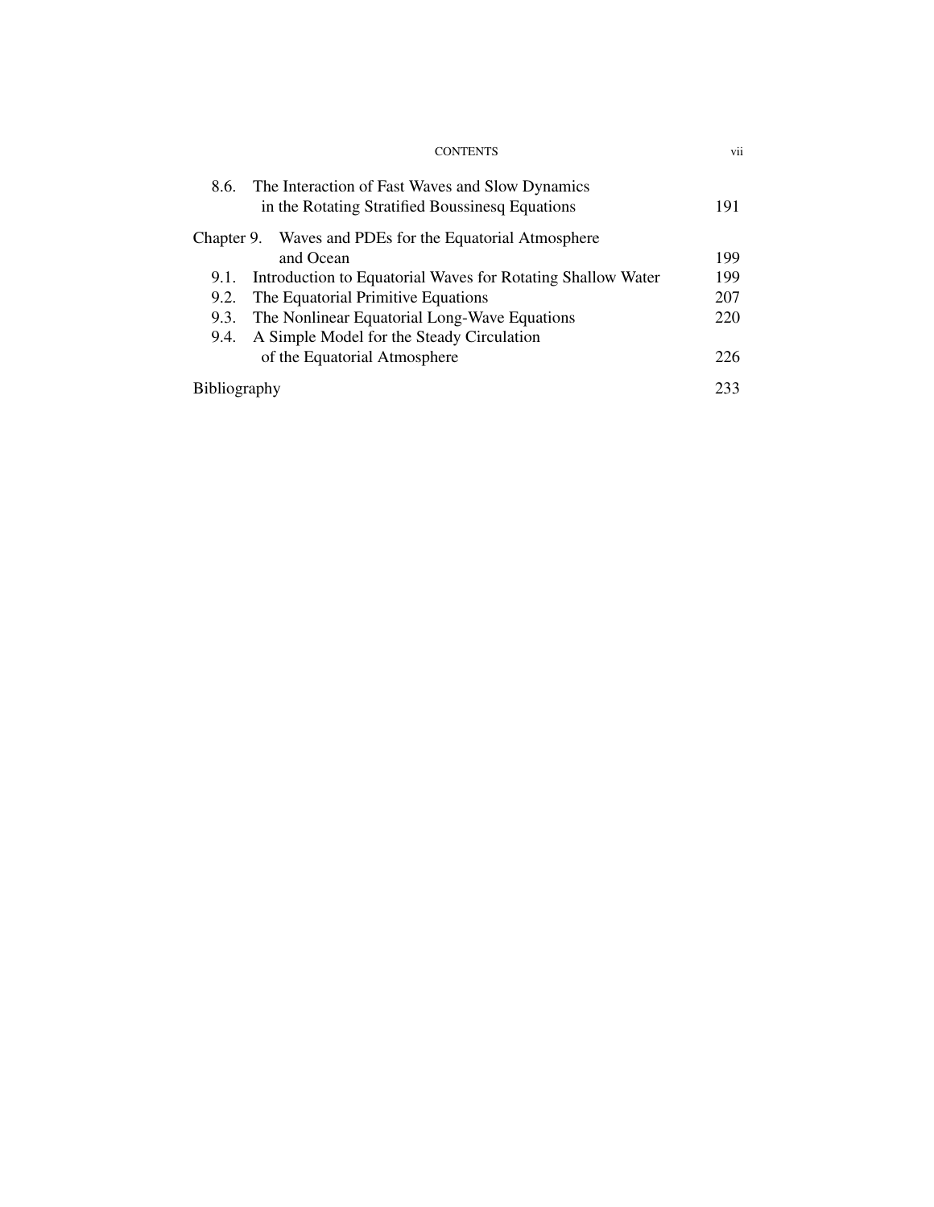8.6. The Interaction of Fast Waves and Slow Dynamics in the Rotating Stratified Boussinesq Equations 191

Chapter 9. Waves and PDEs for the Equatorial Atmosphere and Ocean 199

9.1. Introduction to Equatorial Waves for Rotating Shallow Water 199

9.2. The Equatorial Primitive Equations 207

9.3. The Nonlinear Equatorial Long-Wave Equations 220

9.4. A Simple Model for the Steady Circulation of the Equatorial Atmosphere 226

Bibliography 233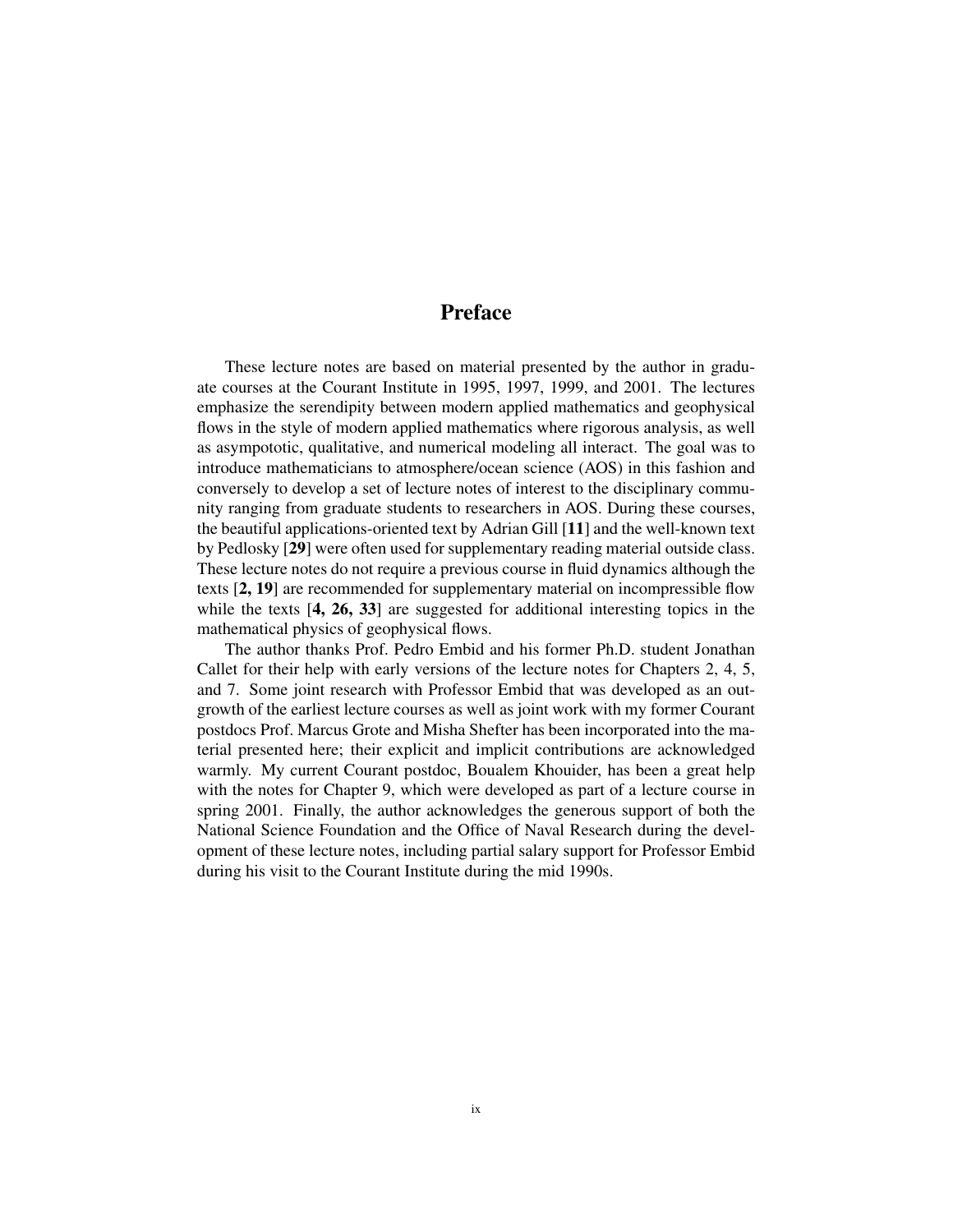# Preface

These lecture notes are based on material presented by the author in graduate courses at the Courant Institute in 1995, 1997, 1999, and 2001. The lectures emphasize the serendipity between modern applied mathematics and geophysical flows in the style of modern applied mathematics where rigorous analysis, as well as asympototic, qualitative, and numerical modeling all interact. The goal was to introduce mathematicians to atmosphere/ocean science (AOS) in this fashion and conversely to develop a set of lecture notes of interest to the disciplinary community ranging from graduate students to researchers in AOS. During these courses, the beautiful applications-oriented text by Adrian Gill [**11**] and the well-known text by Pedlosky [**29**] were often used for supplementary reading material outside class. These lecture notes do not require a previous course in fluid dynamics although the texts [**2, 19**] are recommended for supplementary material on incompressible flow while the texts [**4, 26, 33**] are suggested for additional interesting topics in the mathematical physics of geophysical flows.

The author thanks Prof. Pedro Embid and his former Ph.D. student Jonathan Callet for their help with early versions of the lecture notes for Chapters 2, 4, 5, and 7. Some joint research with Professor Embid that was developed as an outgrowth of the earliest lecture courses as well as joint work with my former Courant postdocs Prof. Marcus Grote and Misha Shefter has been incorporated into the material presented here; their explicit and implicit contributions are acknowledged warmly. My current Courant postdoc, Boualem Khouider, has been a great help with the notes for Chapter 9, which were developed as part of a lecture course in spring 2001. Finally, the author acknowledges the generous support of both the National Science Foundation and the Office of Naval Research during the development of these lecture notes, including partial salary support for Professor Embid during his visit to the Courant Institute during the mid 1990s.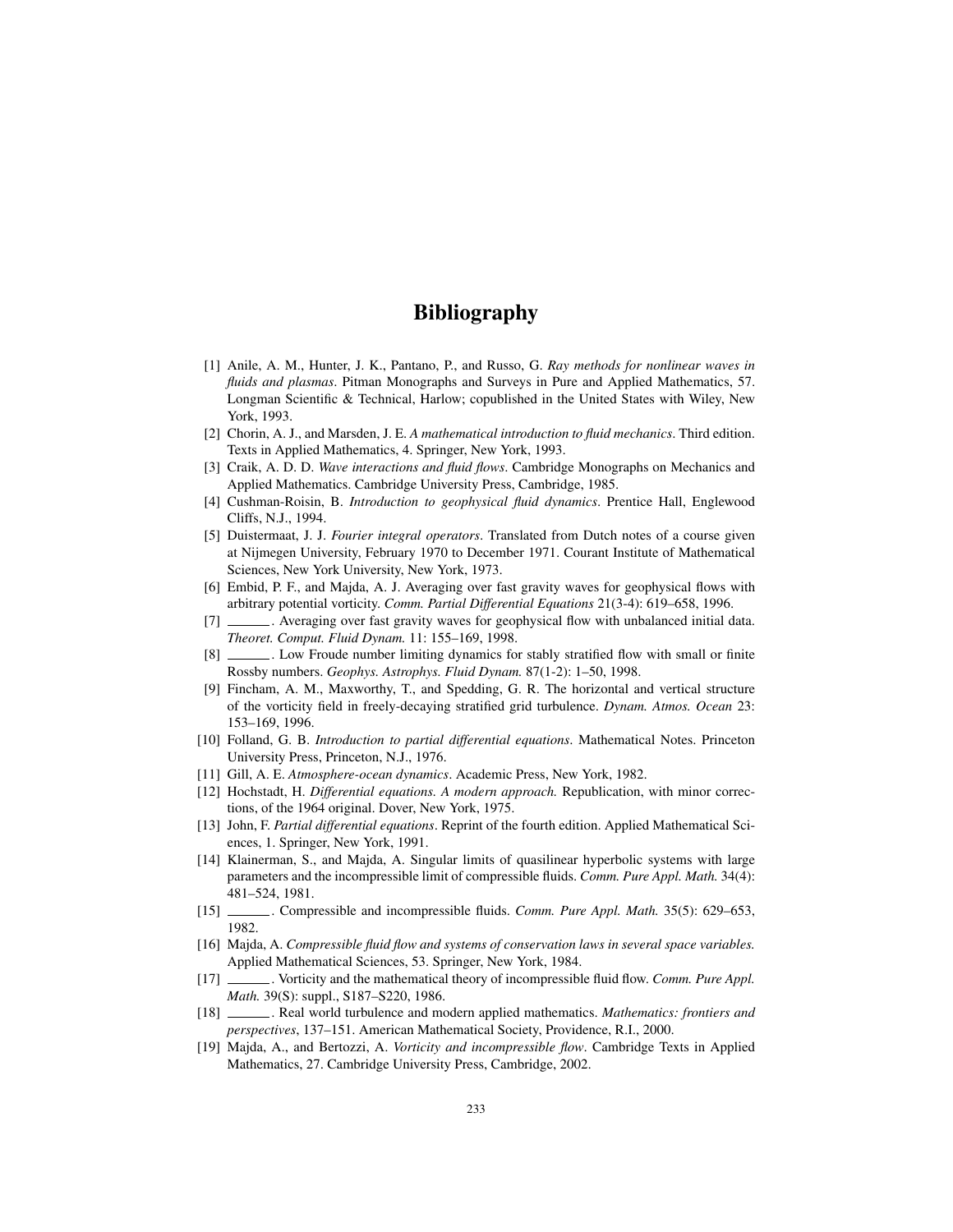# Bibliography

[1] Anile, A. M., Hunter, J. K., Pantano, P., and Russo, G. *Ray methods for nonlinear waves in fluids and plasmas*. Pitman Monographs and Surveys in Pure and Applied Mathematics, 57. Longman Scientific & Technical, Harlow; copublished in the United States with Wiley, New York, 1993.

[2] Chorin, A. J., and Marsden, J. E. *A mathematical introduction to fluid mechanics*. Third edition. Texts in Applied Mathematics, 4. Springer, New York, 1993.

[3] Craik, A. D. D. *Wave interactions and fluid flows*. Cambridge Monographs on Mechanics and Applied Mathematics. Cambridge University Press, Cambridge, 1985.

[4] Cushman-Roisin, B. *Introduction to geophysical fluid dynamics*. Prentice Hall, Englewood Cliffs, N.J., 1994.

[5] Duistermaat, J. J. *Fourier integral operators*. Translated from Dutch notes of a course given at Nijmegen University, February 1970 to December 1971. Courant Institute of Mathematical Sciences, New York University, New York, 1973.

[6] Embid, P. F., and Majda, A. J. Averaging over fast gravity waves for geophysical flows with arbitrary potential vorticity. *Comm. Partial Differential Equations* 21(3-4): 619–658, 1996.

[7] ______. Averaging over fast gravity waves for geophysical flow with unbalanced initial data. *Theoret. Comput. Fluid Dynam.* 11: 155–169, 1998.

[8] ______. Low Froude number limiting dynamics for stably stratified flow with small or finite Rossby numbers. *Geophys. Astrophys. Fluid Dynam.* 87(1-2): 1–50, 1998.

[9] Fincham, A. M., Maxworthy, T., and Spedding, G. R. The horizontal and vertical structure of the vorticity field in freely-decaying stratified grid turbulence. *Dynam. Atmos. Ocean* 23: 153–169, 1996.

[10] Folland, G. B. *Introduction to partial differential equations*. Mathematical Notes. Princeton University Press, Princeton, N.J., 1976.

[11] Gill, A. E. *Atmosphere-ocean dynamics*. Academic Press, New York, 1982.

[12] Hochstadt, H. *Differential equations. A modern approach.* Republication, with minor corrections, of the 1964 original. Dover, New York, 1975.

[13] John, F. *Partial differential equations*. Reprint of the fourth edition. Applied Mathematical Sciences, 1. Springer, New York, 1991.

[14] Klainerman, S., and Majda, A. Singular limits of quasilinear hyperbolic systems with large parameters and the incompressible limit of compressible fluids. *Comm. Pure Appl. Math.* 34(4): 481–524, 1981.

[15] ______. Compressible and incompressible fluids. *Comm. Pure Appl. Math.* 35(5): 629–653, 1982.

[16] Majda, A. *Compressible fluid flow and systems of conservation laws in several space variables.* Applied Mathematical Sciences, 53. Springer, New York, 1984.

[17] ______. Vorticity and the mathematical theory of incompressible fluid flow. *Comm. Pure Appl. Math.* 39(S): suppl., S187–S220, 1986.

[18] ______. Real world turbulence and modern applied mathematics. *Mathematics: frontiers and perspectives*, 137–151. American Mathematical Society, Providence, R.I., 2000.

[19] Majda, A., and Bertozzi, A. *Vorticity and incompressible flow*. Cambridge Texts in Applied Mathematics, 27. Cambridge University Press, Cambridge, 2002.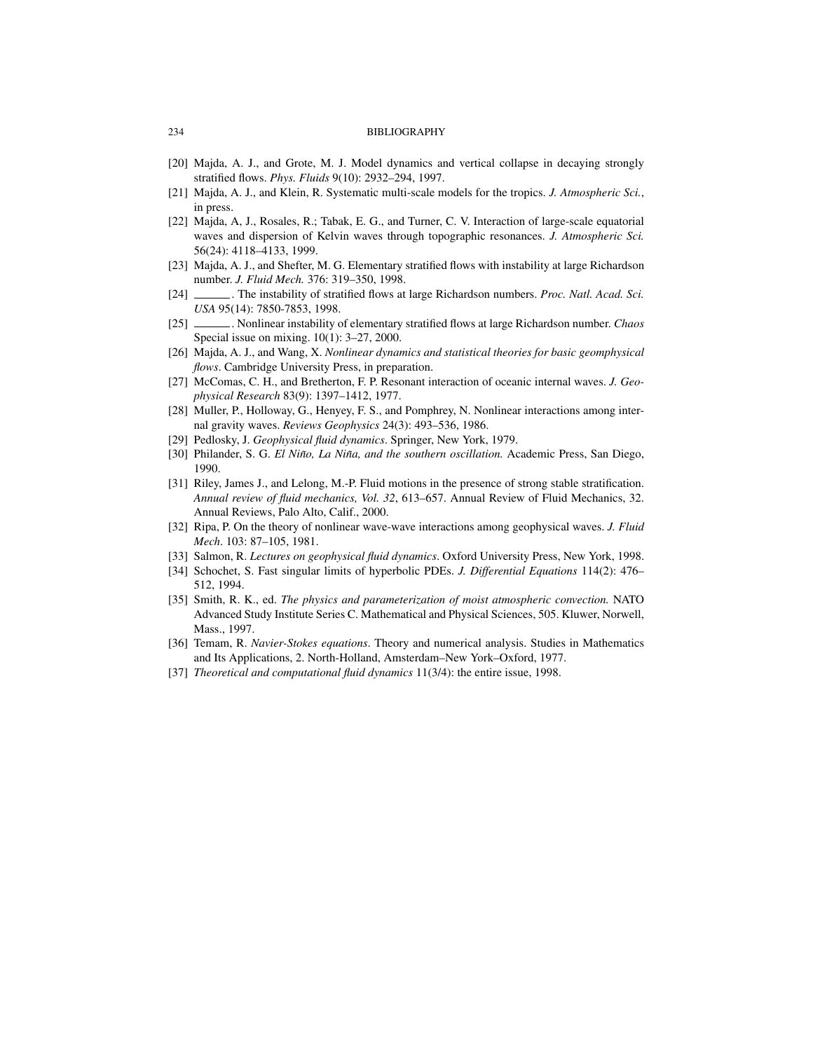[20] Majda, A. J., and Grote, M. J. Model dynamics and vertical collapse in decaying strongly stratified flows. *Phys. Fluids* 9(10): 2932–294, 1997.

[21] Majda, A. J., and Klein, R. Systematic multi-scale models for the tropics. *J. Atmospheric Sci.*, in press.

[22] Majda, A, J., Rosales, R.; Tabak, E. G., and Turner, C. V. Interaction of large-scale equatorial waves and dispersion of Kelvin waves through topographic resonances. *J. Atmospheric Sci.* 56(24): 4118–4133, 1999.

[23] Majda, A. J., and Shefter, M. G. Elementary stratified flows with instability at large Richardson number. *J. Fluid Mech.* 376: 319–350, 1998.

[24] ______. The instability of stratified flows at large Richardson numbers. *Proc. Natl. Acad. Sci. USA* 95(14): 7850-7853, 1998.

[25] ______. Nonlinear instability of elementary stratified flows at large Richardson number. *Chaos* Special issue on mixing. 10(1): 3–27, 2000.

[26] Majda, A. J., and Wang, X. *Nonlinear dynamics and statistical theories for basic geomphysical flows*. Cambridge University Press, in preparation.

[27] McComas, C. H., and Bretherton, F. P. Resonant interaction of oceanic internal waves. *J. Geophysical Research* 83(9): 1397–1412, 1977.

[28] Muller, P., Holloway, G., Henyey, F. S., and Pomphrey, N. Nonlinear interactions among internal gravity waves. *Reviews Geophysics* 24(3): 493–536, 1986.

[29] Pedlosky, J. *Geophysical fluid dynamics*. Springer, New York, 1979.

[30] Philander, S. G. *El Niño, La Niña, and the southern oscillation.* Academic Press, San Diego, 1990.

[31] Riley, James J., and Lelong, M.-P. Fluid motions in the presence of strong stable stratification. *Annual review of fluid mechanics, Vol. 32*, 613–657. Annual Review of Fluid Mechanics, 32. Annual Reviews, Palo Alto, Calif., 2000.

[32] Ripa, P. On the theory of nonlinear wave-wave interactions among geophysical waves. *J. Fluid Mech*. 103: 87–105, 1981.

[33] Salmon, R. *Lectures on geophysical fluid dynamics*. Oxford University Press, New York, 1998.

[34] Schochet, S. Fast singular limits of hyperbolic PDEs. *J. Differential Equations* 114(2): 476–512, 1994.

[35] Smith, R. K., ed. *The physics and parameterization of moist atmospheric convection.* NATO Advanced Study Institute Series C. Mathematical and Physical Sciences, 505. Kluwer, Norwell, Mass., 1997.

[36] Temam, R. *Navier-Stokes equations*. Theory and numerical analysis. Studies in Mathematics and Its Applications, 2. North-Holland, Amsterdam–New York–Oxford, 1977.

[37] *Theoretical and computational fluid dynamics* 11(3/4): the entire issue, 1998.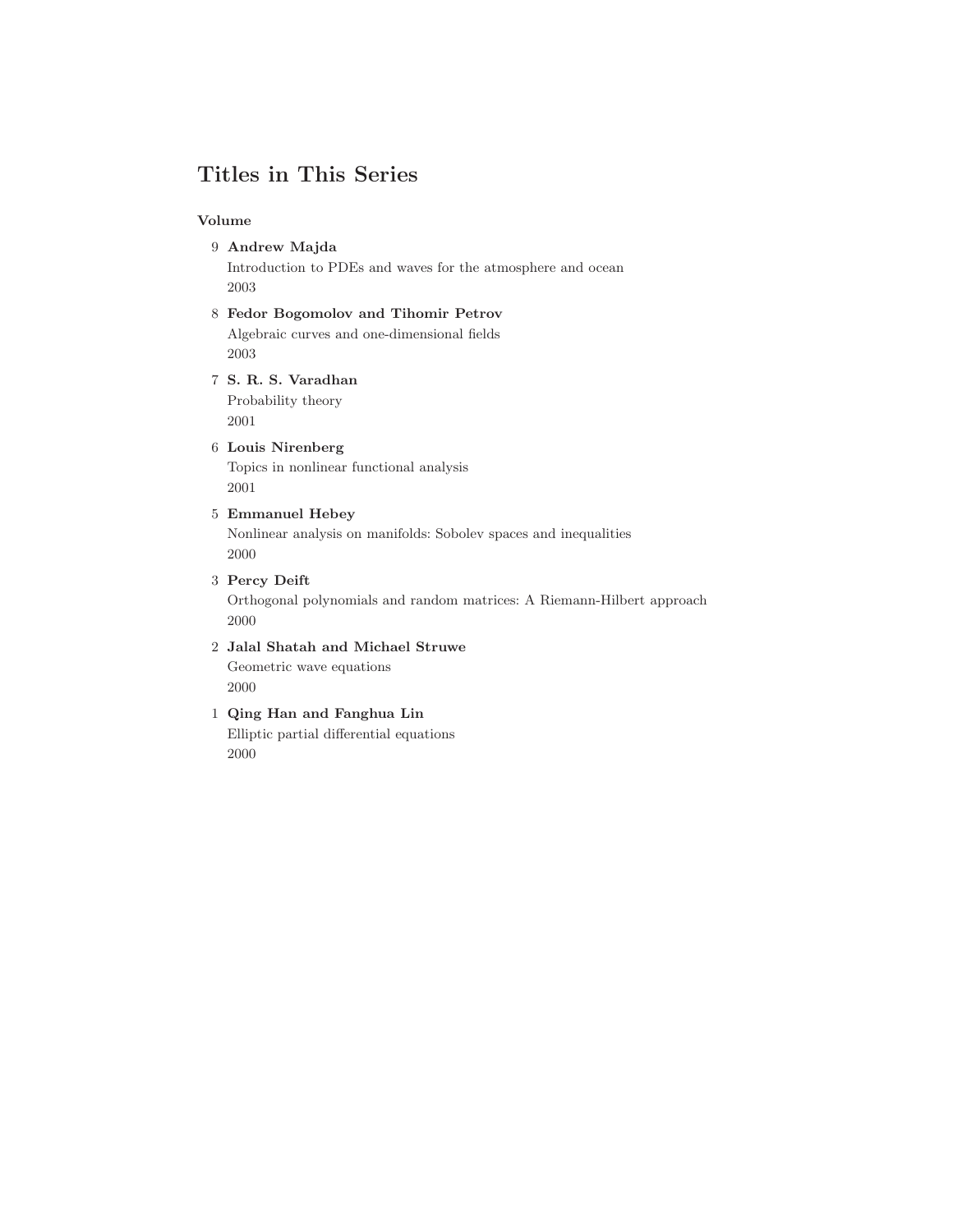## Titles in This Series

**Volume**

9 **Andrew Majda**
Introduction to PDEs and waves for the atmosphere and ocean
2003

8 **Fedor Bogomolov and Tihomir Petrov**
Algebraic curves and one-dimensional fields
2003

7 **S. R. S. Varadhan**
Probability theory
2001

6 **Louis Nirenberg**
Topics in nonlinear functional analysis
2001

5 **Emmanuel Hebey**
Nonlinear analysis on manifolds: Sobolev spaces and inequalities
2000

3 **Percy Deift**
Orthogonal polynomials and random matrices: A Riemann-Hilbert approach
2000

2 **Jalal Shatah and Michael Struwe**
Geometric wave equations
2000

1 **Qing Han and Fanghua Lin**
Elliptic partial differential equations
2000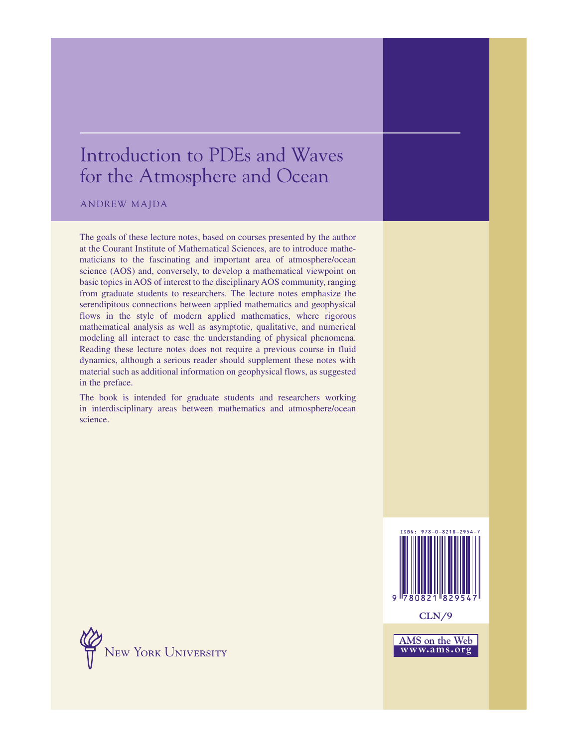# Introduction to PDEs and Waves for the Atmosphere and Ocean

ANDREW MAJDA

The goals of these lecture notes, based on courses presented by the author at the Courant Institute of Mathematical Sciences, are to introduce mathematicians to the fascinating and important area of atmosphere/ocean science (AOS) and, conversely, to develop a mathematical viewpoint on basic topics in AOS of interest to the disciplinary AOS community, ranging from graduate students to researchers. The lecture notes emphasize the serendipitous connections between applied mathematics and geophysical flows in the style of modern applied mathematics, where rigorous mathematical analysis as well as asymptotic, qualitative, and numerical modeling all interact to ease the understanding of physical phenomena. Reading these lecture notes does not require a previous course in fluid dynamics, although a serious reader should supplement these notes with material such as additional information on geophysical flows, as suggested in the preface.

The book is intended for graduate students and researchers working in interdisciplinary areas between mathematics and atmosphere/ocean science.

ISBN: 978-0-8218-2954-7

9 780821 829547

CLN/9

AMS on the Web
www.ams.org

NEW YORK UNIVERSITY